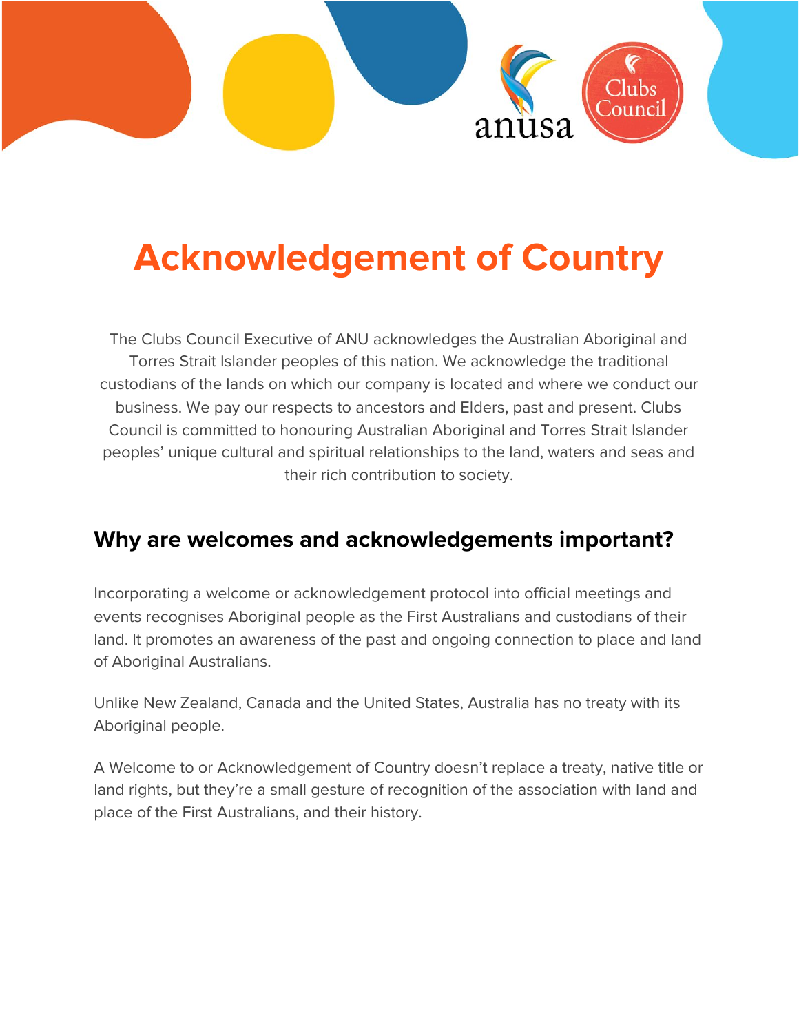# Acknowledgement of Country

The Clubs Council Executive of ANU acknowledges the Australian Aboriginal and Torres Strait Islander peoples of this nation. We acknowledge the traditional custodians of the lands on which our company is located and where we conduct our business. We pay our respects to ancestors and Elders, past and present. Clubs Council is committed to honouring Australian Aboriginal and Torres Strait Islander peoples' unique cultural and spiritual relationships to the land, waters and seas and their rich contribution to society.

## Why are welcomes and acknowledgements important?

Incorporating a welcome or acknowledgement protocol into official meetings and events recognises Aboriginal people as the First Australians and custodians of their land. It promotes an awareness of the past and ongoing connection to place and land of Aboriginal Australians.

Unlike New Zealand, Canada and the United States, Australia has no treaty with its Aboriginal people.

A Welcome to or Acknowledgement of Country doesn't replace a treaty, native title or land rights, but they're a small gesture of recognition of the association with land and place of the First Australians, and their history.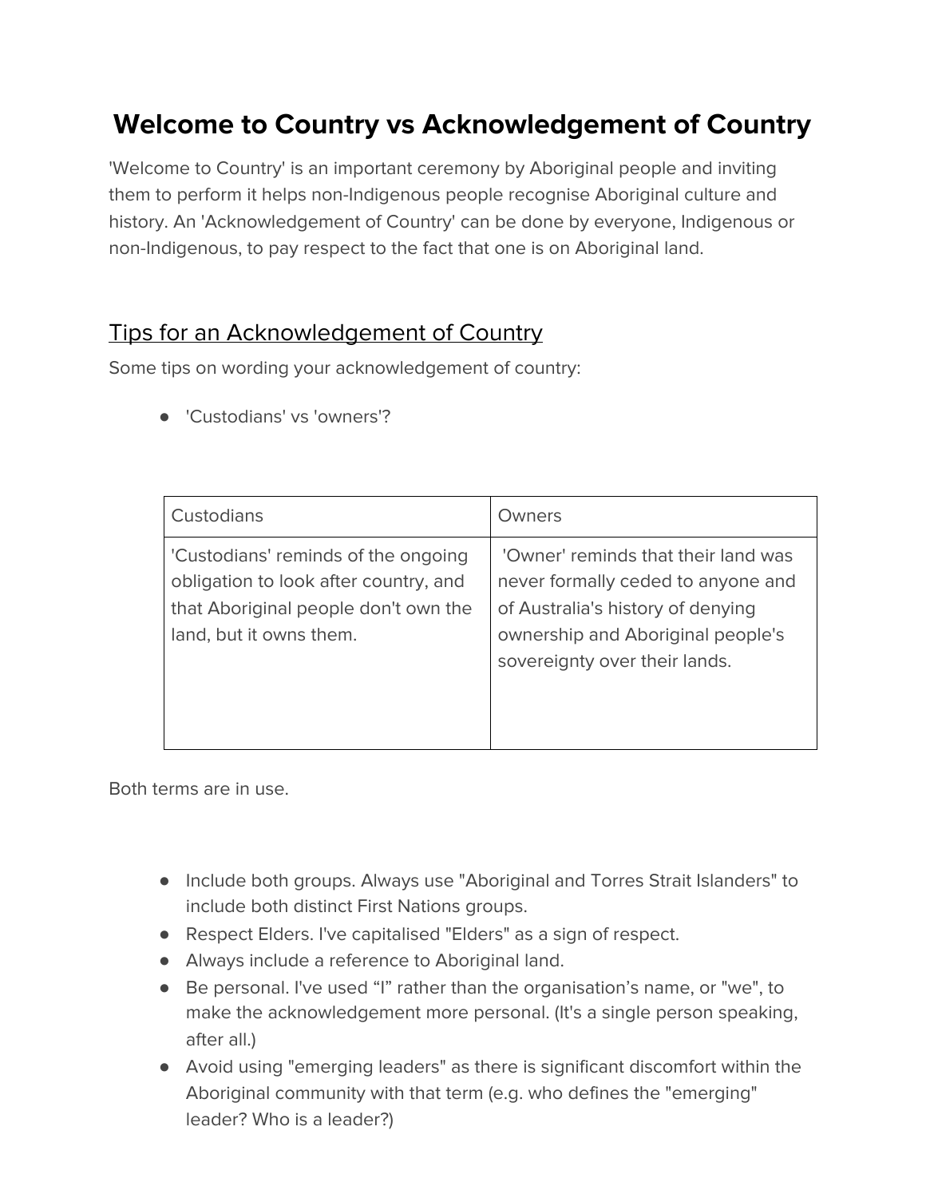# Welcome to Country vs Acknowledgement of Country

'Welcome to Country' is an important ceremony by Aboriginal people and inviting them to perform it helps non-Indigenous people recognise Aboriginal culture and history. An 'Acknowledgement of Country' can be done by everyone, Indigenous or non-Indigenous, to pay respect to the fact that one is on Aboriginal land.

## Tips for an Acknowledgement of Country

Some tips on wording your acknowledgement of country:

- 'Custodians' vs 'owners'?

| Custodians | Owners |
| --- | --- |
| 'Custodians' reminds of the ongoing obligation to look after country, and that Aboriginal people don't own the land, but it owns them. | 'Owner' reminds that their land was never formally ceded to anyone and of Australia's history of denying ownership and Aboriginal people's sovereignty over their lands. |

Both terms are in use.

- Include both groups. Always use "Aboriginal and Torres Strait Islanders" to include both distinct First Nations groups.
- Respect Elders. I've capitalised "Elders" as a sign of respect.
- Always include a reference to Aboriginal land.
- Be personal. I've used "I" rather than the organisation's name, or "we", to make the acknowledgement more personal. (It's a single person speaking, after all.)
- Avoid using "emerging leaders" as there is significant discomfort within the Aboriginal community with that term (e.g. who defines the "emerging" leader? Who is a leader?)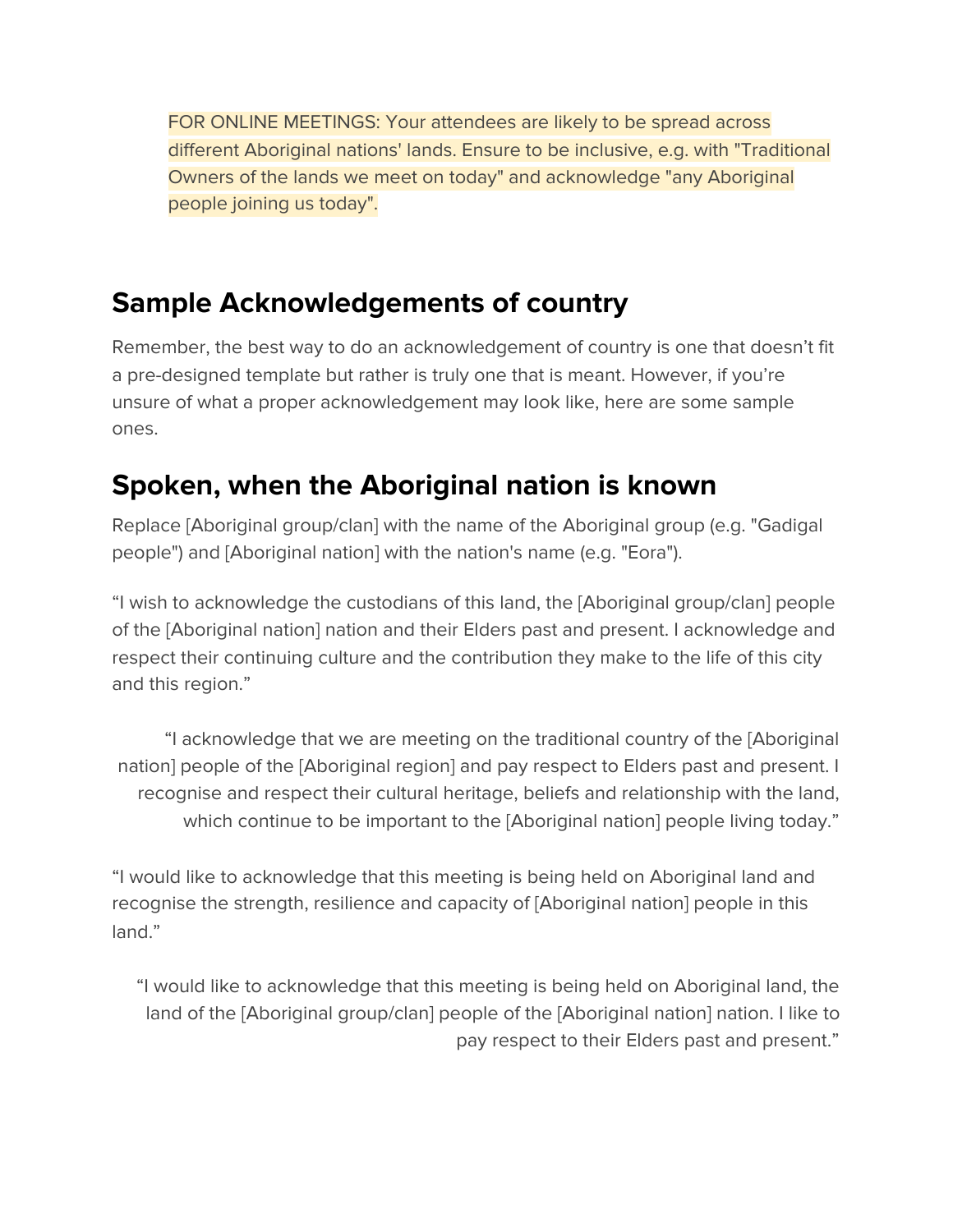FOR ONLINE MEETINGS: Your attendees are likely to be spread across different Aboriginal nations' lands. Ensure to be inclusive, e.g. with "Traditional Owners of the lands we meet on today" and acknowledge "any Aboriginal people joining us today".

## Sample Acknowledgements of country

Remember, the best way to do an acknowledgement of country is one that doesn't fit a pre-designed template but rather is truly one that is meant. However, if you're unsure of what a proper acknowledgement may look like, here are some sample ones.

## Spoken, when the Aboriginal nation is known

Replace [Aboriginal group/clan] with the name of the Aboriginal group (e.g. "Gadigal people") and [Aboriginal nation] with the nation's name (e.g. "Eora").

"I wish to acknowledge the custodians of this land, the [Aboriginal group/clan] people of the [Aboriginal nation] nation and their Elders past and present. I acknowledge and respect their continuing culture and the contribution they make to the life of this city and this region."

"I acknowledge that we are meeting on the traditional country of the [Aboriginal nation] people of the [Aboriginal region] and pay respect to Elders past and present. I recognise and respect their cultural heritage, beliefs and relationship with the land, which continue to be important to the [Aboriginal nation] people living today."

"I would like to acknowledge that this meeting is being held on Aboriginal land and recognise the strength, resilience and capacity of [Aboriginal nation] people in this land."

"I would like to acknowledge that this meeting is being held on Aboriginal land, the land of the [Aboriginal group/clan] people of the [Aboriginal nation] nation. I like to pay respect to their Elders past and present."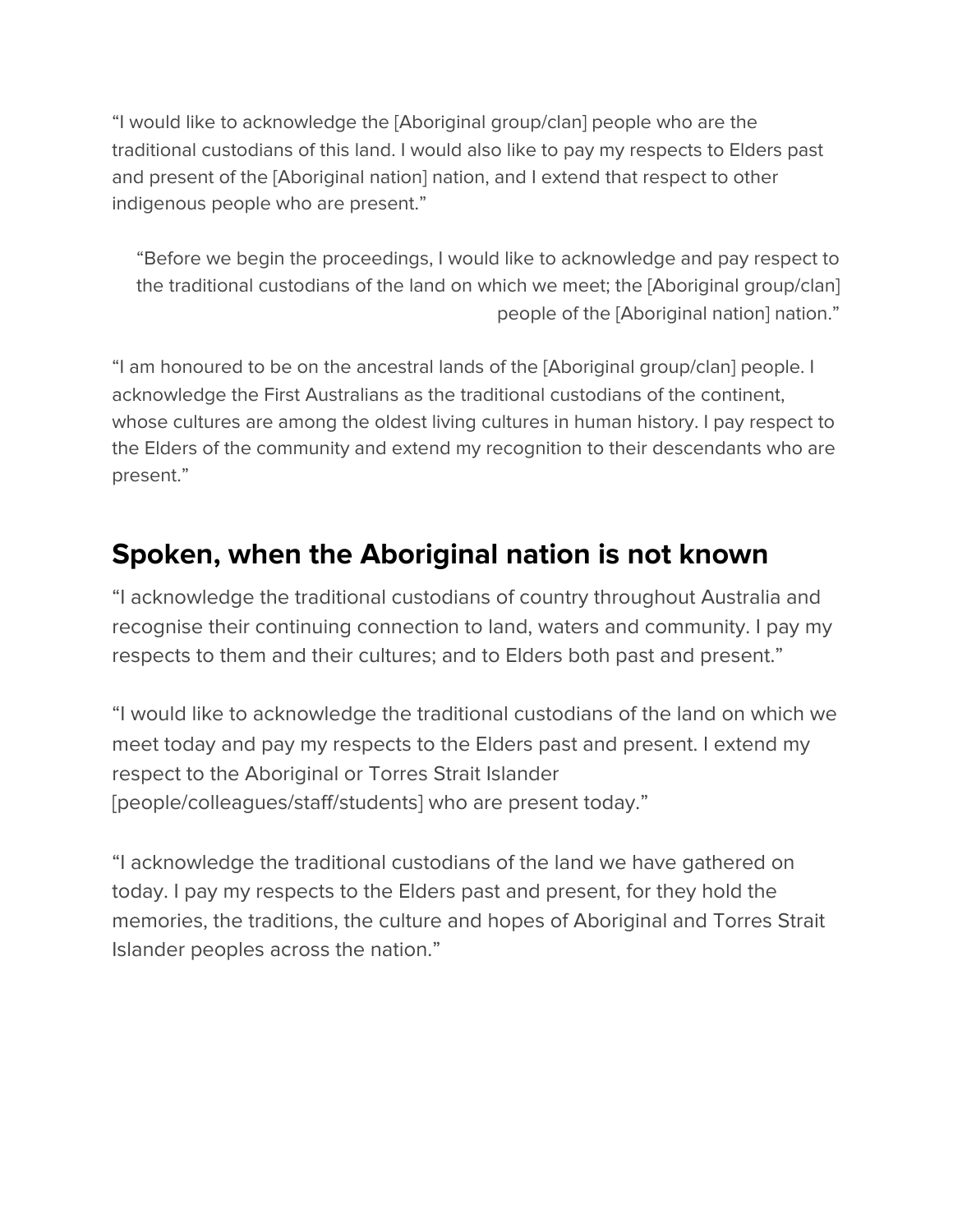"I would like to acknowledge the [Aboriginal group/clan] people who are the traditional custodians of this land. I would also like to pay my respects to Elders past and present of the [Aboriginal nation] nation, and I extend that respect to other indigenous people who are present."

> "Before we begin the proceedings, I would like to acknowledge and pay respect to the traditional custodians of the land on which we meet; the [Aboriginal group/clan] people of the [Aboriginal nation] nation."

"I am honoured to be on the ancestral lands of the [Aboriginal group/clan] people. I acknowledge the First Australians as the traditional custodians of the continent, whose cultures are among the oldest living cultures in human history. I pay respect to the Elders of the community and extend my recognition to their descendants who are present."

## Spoken, when the Aboriginal nation is not known

"I acknowledge the traditional custodians of country throughout Australia and recognise their continuing connection to land, waters and community. I pay my respects to them and their cultures; and to Elders both past and present."

"I would like to acknowledge the traditional custodians of the land on which we meet today and pay my respects to the Elders past and present. I extend my respect to the Aboriginal or Torres Strait Islander [people/colleagues/staff/students] who are present today."

"I acknowledge the traditional custodians of the land we have gathered on today. I pay my respects to the Elders past and present, for they hold the memories, the traditions, the culture and hopes of Aboriginal and Torres Strait Islander peoples across the nation."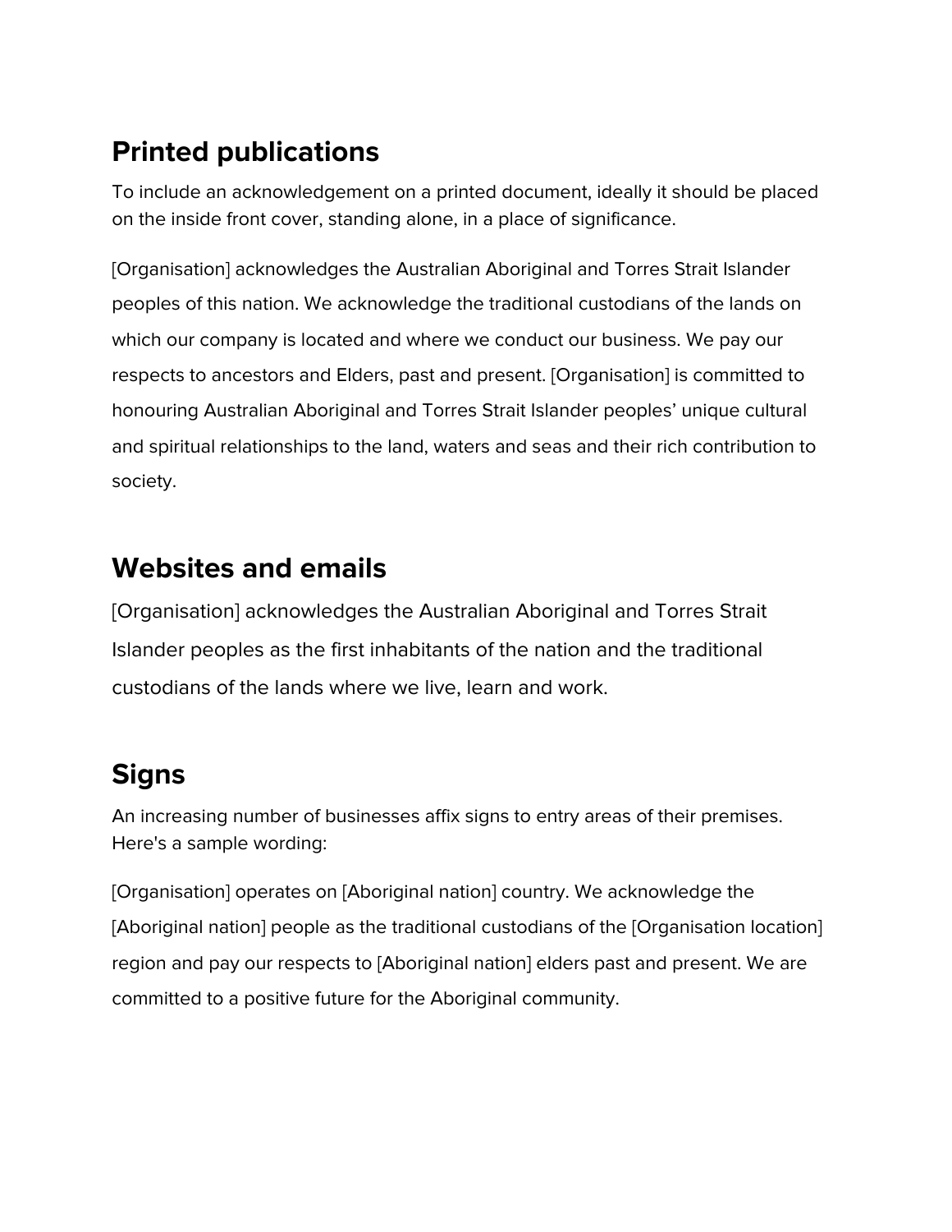## Printed publications

To include an acknowledgement on a printed document, ideally it should be placed on the inside front cover, standing alone, in a place of significance.

[Organisation] acknowledges the Australian Aboriginal and Torres Strait Islander peoples of this nation. We acknowledge the traditional custodians of the lands on which our company is located and where we conduct our business. We pay our respects to ancestors and Elders, past and present. [Organisation] is committed to honouring Australian Aboriginal and Torres Strait Islander peoples' unique cultural and spiritual relationships to the land, waters and seas and their rich contribution to society.

## Websites and emails

[Organisation] acknowledges the Australian Aboriginal and Torres Strait Islander peoples as the first inhabitants of the nation and the traditional custodians of the lands where we live, learn and work.

## Signs

An increasing number of businesses affix signs to entry areas of their premises. Here's a sample wording:

[Organisation] operates on [Aboriginal nation] country. We acknowledge the [Aboriginal nation] people as the traditional custodians of the [Organisation location] region and pay our respects to [Aboriginal nation] elders past and present. We are committed to a positive future for the Aboriginal community.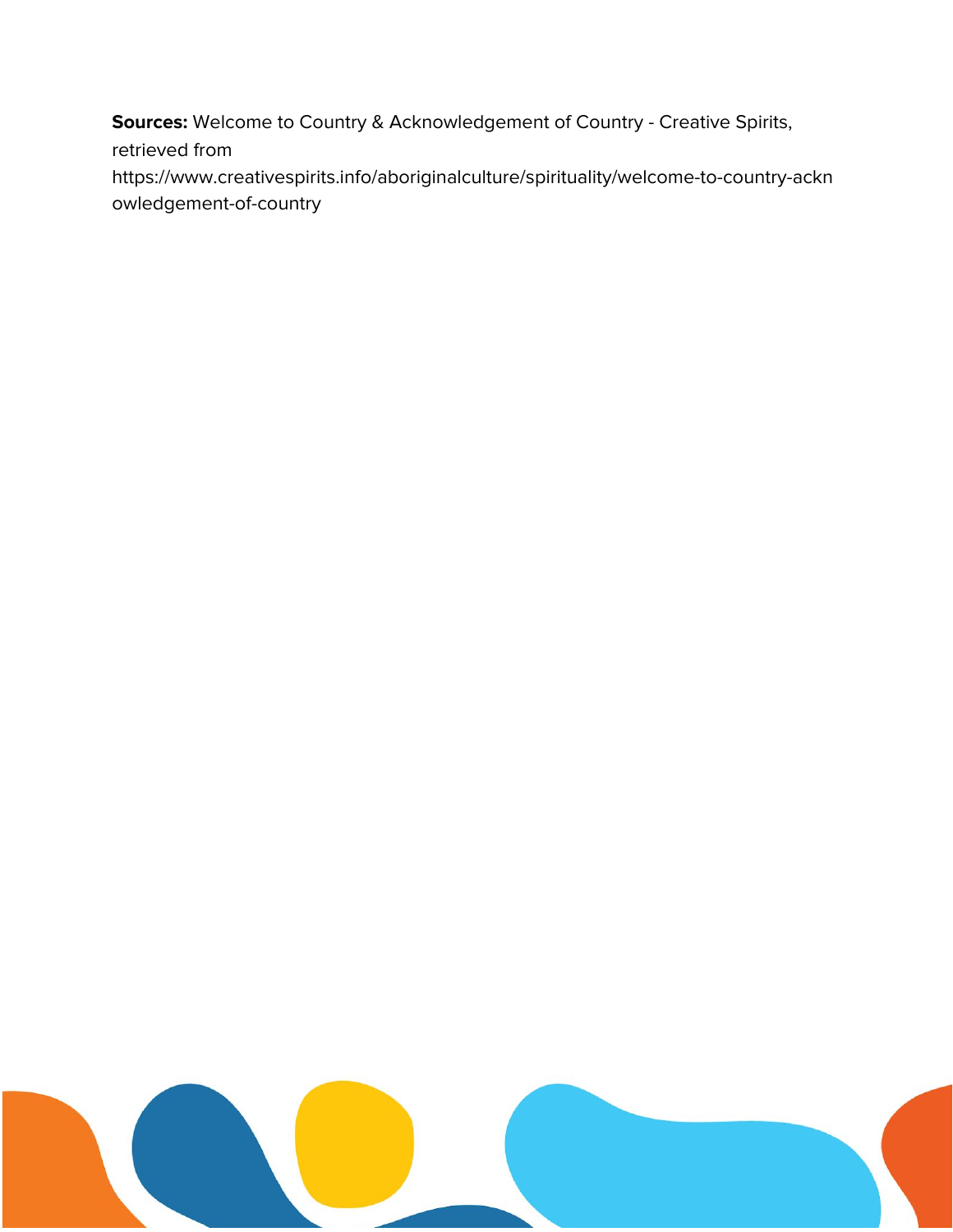**Sources:** Welcome to Country & Acknowledgement of Country - Creative Spirits, retrieved from https://www.creativespirits.info/aboriginalculture/spirituality/welcome-to-country-acknowledgement-of-country